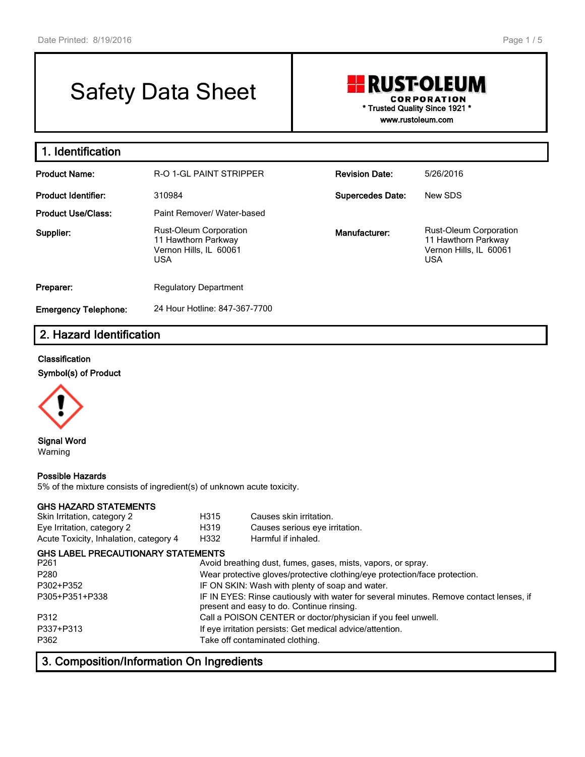# Safety Data Sheet

**RUST-OLEUM CORPORATION**
\* Trusted Quality Since 1921 \*
www.rustoleum.com

## 1. Identification

| | | | |
|---|---|---|---|
| **Product Name:** | R-O 1-GL PAINT STRIPPER | **Revision Date:** | 5/26/2016 |
| **Product Identifier:** | 310984 | **Supercedes Date:** | New SDS |
| **Product Use/Class:** | Paint Remover/ Water-based | | |
| **Supplier:** | Rust-Oleum Corporation<br>11 Hawthorn Parkway<br>Vernon Hills, IL 60061<br>USA | **Manufacturer:** | Rust-Oleum Corporation<br>11 Hawthorn Parkway<br>Vernon Hills, IL 60061<br>USA |
| **Preparer:** | Regulatory Department | | |
| **Emergency Telephone:** | 24 Hour Hotline: 847-367-7700 | | |

## 2. Hazard Identification

**Classification**

**Symbol(s) of Product**

**Signal Word**
Warning

**Possible Hazards**
5% of the mixture consists of ingredient(s) of unknown acute toxicity.

**GHS HAZARD STATEMENTS**

| | | |
|---|---|---|
| Skin Irritation, category 2 | H315 | Causes skin irritation. |
| Eye Irritation, category 2 | H319 | Causes serious eye irritation. |
| Acute Toxicity, Inhalation, category 4 | H332 | Harmful if inhaled. |

**GHS LABEL PRECAUTIONARY STATEMENTS**

| | |
|---|---|
| P261 | Avoid breathing dust, fumes, gases, mists, vapors, or spray. |
| P280 | Wear protective gloves/protective clothing/eye protection/face protection. |
| P302+P352 | IF ON SKIN: Wash with plenty of soap and water. |
| P305+P351+P338 | IF IN EYES: Rinse cautiously with water for several minutes. Remove contact lenses, if present and easy to do. Continue rinsing. |
| P312 | Call a POISON CENTER or doctor/physician if you feel unwell. |
| P337+P313 | If eye irritation persists: Get medical advice/attention. |
| P362 | Take off contaminated clothing. |

## 3. Composition/Information On Ingredients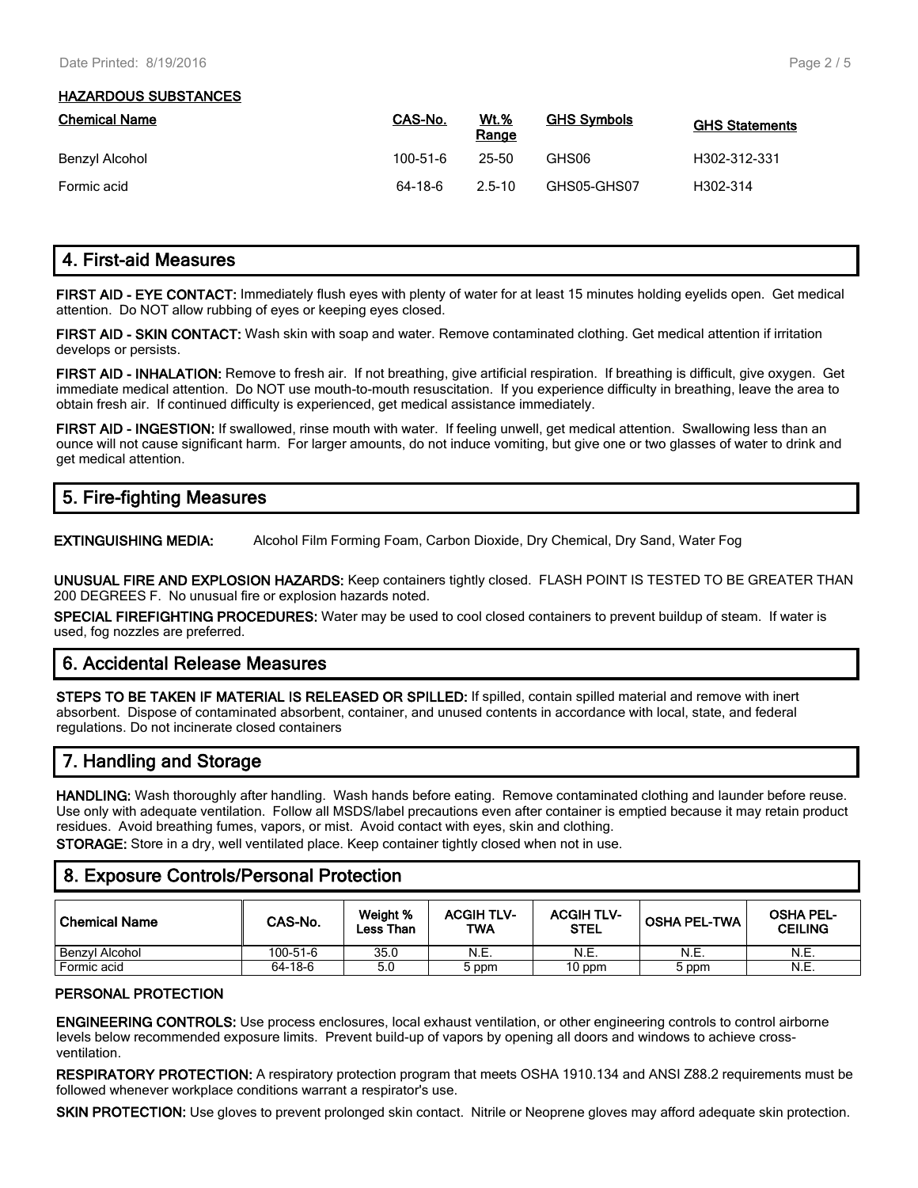### HAZARDOUS SUBSTANCES

| Chemical Name | CAS-No. | Wt.% Range | GHS Symbols | GHS Statements |
|---|---|---|---|---|
| Benzyl Alcohol | 100-51-6 | 25-50 | GHS06 | H302-312-331 |
| Formic acid | 64-18-6 | 2.5-10 | GHS05-GHS07 | H302-314 |

## 4. First-aid Measures

**FIRST AID - EYE CONTACT:** Immediately flush eyes with plenty of water for at least 15 minutes holding eyelids open. Get medical attention. Do NOT allow rubbing of eyes or keeping eyes closed.

**FIRST AID - SKIN CONTACT:** Wash skin with soap and water. Remove contaminated clothing. Get medical attention if irritation develops or persists.

**FIRST AID - INHALATION:** Remove to fresh air. If not breathing, give artificial respiration. If breathing is difficult, give oxygen. Get immediate medical attention. Do NOT use mouth-to-mouth resuscitation. If you experience difficulty in breathing, leave the area to obtain fresh air. If continued difficulty is experienced, get medical assistance immediately.

**FIRST AID - INGESTION:** If swallowed, rinse mouth with water. If feeling unwell, get medical attention. Swallowing less than an ounce will not cause significant harm. For larger amounts, do not induce vomiting, but give one or two glasses of water to drink and get medical attention.

## 5. Fire-fighting Measures

**EXTINGUISHING MEDIA:** Alcohol Film Forming Foam, Carbon Dioxide, Dry Chemical, Dry Sand, Water Fog

**UNUSUAL FIRE AND EXPLOSION HAZARDS:** Keep containers tightly closed. FLASH POINT IS TESTED TO BE GREATER THAN 200 DEGREES F. No unusual fire or explosion hazards noted.

**SPECIAL FIREFIGHTING PROCEDURES:** Water may be used to cool closed containers to prevent buildup of steam. If water is used, fog nozzles are preferred.

## 6. Accidental Release Measures

**STEPS TO BE TAKEN IF MATERIAL IS RELEASED OR SPILLED:** If spilled, contain spilled material and remove with inert absorbent. Dispose of contaminated absorbent, container, and unused contents in accordance with local, state, and federal regulations. Do not incinerate closed containers

## 7. Handling and Storage

**HANDLING:** Wash thoroughly after handling. Wash hands before eating. Remove contaminated clothing and launder before reuse. Use only with adequate ventilation. Follow all MSDS/label precautions even after container is emptied because it may retain product residues. Avoid breathing fumes, vapors, or mist. Avoid contact with eyes, skin and clothing.

**STORAGE:** Store in a dry, well ventilated place. Keep container tightly closed when not in use.

## 8. Exposure Controls/Personal Protection

| Chemical Name | CAS-No. | Weight % Less Than | ACGIH TLV-TWA | ACGIH TLV-STEL | OSHA PEL-TWA | OSHA PEL-CEILING |
|---|---|---|---|---|---|---|
| Benzyl Alcohol | 100-51-6 | 35.0 | N.E. | N.E. | N.E. | N.E. |
| Formic acid | 64-18-6 | 5.0 | 5 ppm | 10 ppm | 5 ppm | N.E. |

### PERSONAL PROTECTION

**ENGINEERING CONTROLS:** Use process enclosures, local exhaust ventilation, or other engineering controls to control airborne levels below recommended exposure limits. Prevent build-up of vapors by opening all doors and windows to achieve cross-ventilation.

**RESPIRATORY PROTECTION:** A respiratory protection program that meets OSHA 1910.134 and ANSI Z88.2 requirements must be followed whenever workplace conditions warrant a respirator's use.

**SKIN PROTECTION:** Use gloves to prevent prolonged skin contact. Nitrile or Neoprene gloves may afford adequate skin protection.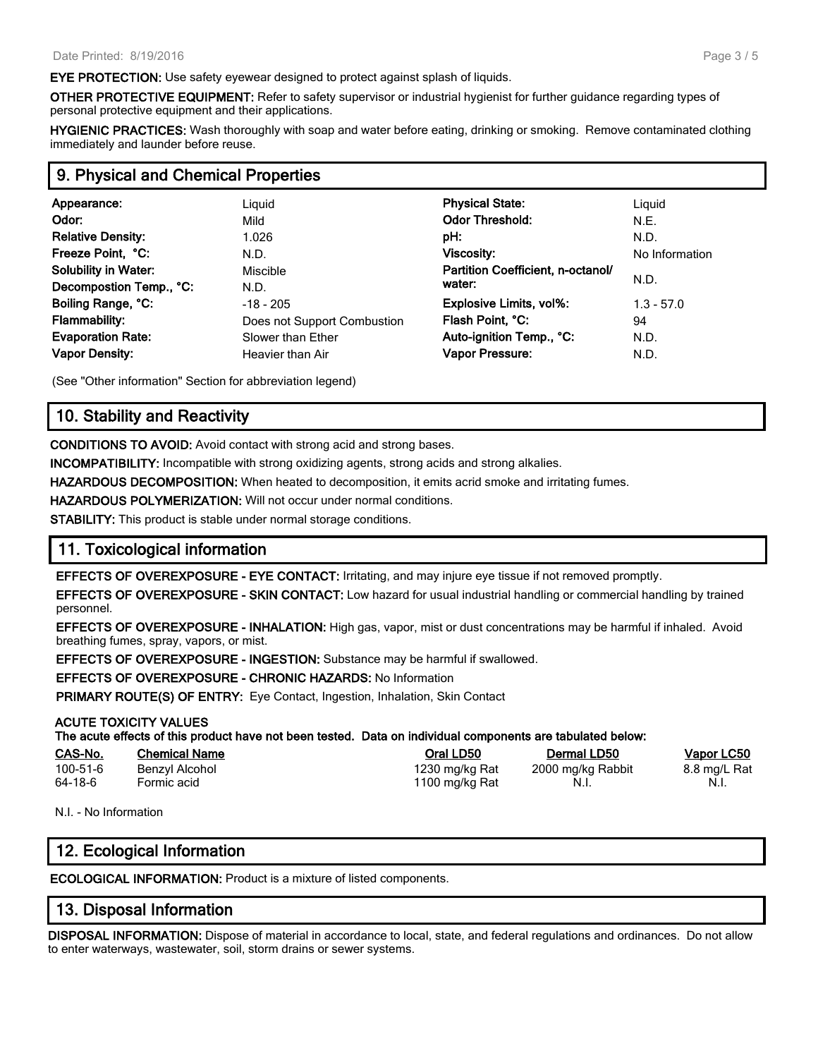**EYE PROTECTION:** Use safety eyewear designed to protect against splash of liquids.

**OTHER PROTECTIVE EQUIPMENT:** Refer to safety supervisor or industrial hygienist for further guidance regarding types of personal protective equipment and their applications.

**HYGIENIC PRACTICES:** Wash thoroughly with soap and water before eating, drinking or smoking. Remove contaminated clothing immediately and launder before reuse.

## 9. Physical and Chemical Properties

| | | | |
|---|---|---|---|
| **Appearance:** | Liquid | **Physical State:** | Liquid |
| **Odor:** | Mild | **Odor Threshold:** | N.E. |
| **Relative Density:** | 1.026 | **pH:** | N.D. |
| **Freeze Point, °C:** | N.D. | **Viscosity:** | No Information |
| **Solubility in Water:** | Miscible | **Partition Coefficient, n-octanol/ water:** | N.D. |
| **Decompostion Temp., °C:** | N.D. | | |
| **Boiling Range, °C:** | -18 - 205 | **Explosive Limits, vol%:** | 1.3 - 57.0 |
| **Flammability:** | Does not Support Combustion | **Flash Point, °C:** | 94 |
| **Evaporation Rate:** | Slower than Ether | **Auto-ignition Temp., °C:** | N.D. |
| **Vapor Density:** | Heavier than Air | **Vapor Pressure:** | N.D. |

(See "Other information" Section for abbreviation legend)

## 10. Stability and Reactivity

**CONDITIONS TO AVOID:** Avoid contact with strong acid and strong bases.

**INCOMPATIBILITY:** Incompatible with strong oxidizing agents, strong acids and strong alkalies.

**HAZARDOUS DECOMPOSITION:** When heated to decomposition, it emits acrid smoke and irritating fumes.

**HAZARDOUS POLYMERIZATION:** Will not occur under normal conditions.

**STABILITY:** This product is stable under normal storage conditions.

## 11. Toxicological information

**EFFECTS OF OVEREXPOSURE - EYE CONTACT:** Irritating, and may injure eye tissue if not removed promptly.

**EFFECTS OF OVEREXPOSURE - SKIN CONTACT:** Low hazard for usual industrial handling or commercial handling by trained personnel.

**EFFECTS OF OVEREXPOSURE - INHALATION:** High gas, vapor, mist or dust concentrations may be harmful if inhaled. Avoid breathing fumes, spray, vapors, or mist.

**EFFECTS OF OVEREXPOSURE - INGESTION:** Substance may be harmful if swallowed.

**EFFECTS OF OVEREXPOSURE - CHRONIC HAZARDS:** No Information

**PRIMARY ROUTE(S) OF ENTRY:** Eye Contact, Ingestion, Inhalation, Skin Contact

**ACUTE TOXICITY VALUES**
**The acute effects of this product have not been tested. Data on individual components are tabulated below:**

| CAS-No. | Chemical Name | Oral LD50 | Dermal LD50 | Vapor LC50 |
|---|---|---|---|---|
| 100-51-6 | Benzyl Alcohol | 1230 mg/kg Rat | 2000 mg/kg Rabbit | 8.8 mg/L Rat |
| 64-18-6 | Formic acid | 1100 mg/kg Rat | N.I. | N.I. |

N.I. - No Information

## 12. Ecological Information

**ECOLOGICAL INFORMATION:** Product is a mixture of listed components.

## 13. Disposal Information

**DISPOSAL INFORMATION:** Dispose of material in accordance to local, state, and federal regulations and ordinances. Do not allow to enter waterways, wastewater, soil, storm drains or sewer systems.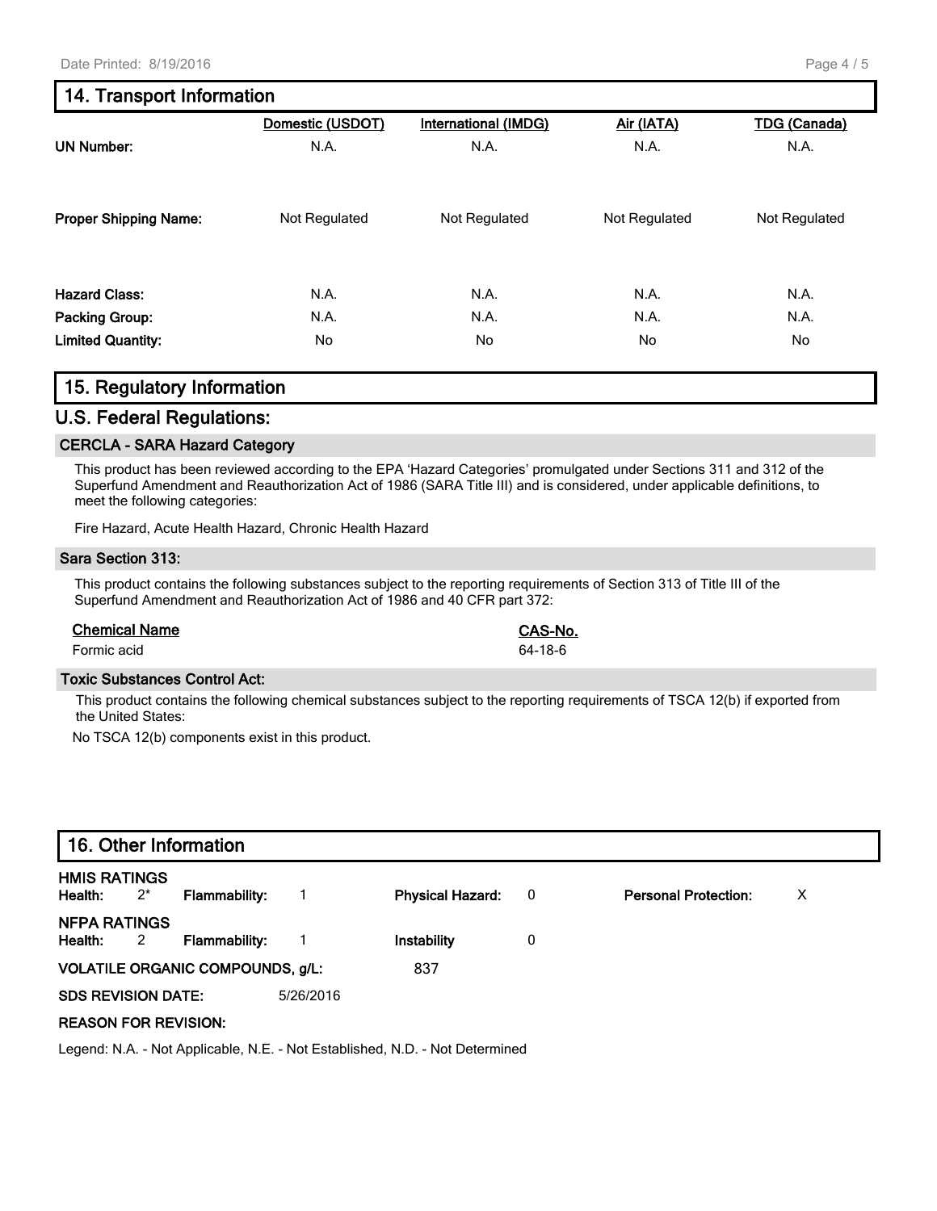## 14. Transport Information

| | Domestic (USDOT) | International (IMDG) | Air (IATA) | TDG (Canada) |
|---|---|---|---|---|
| **UN Number:** | N.A. | N.A. | N.A. | N.A. |
| **Proper Shipping Name:** | Not Regulated | Not Regulated | Not Regulated | Not Regulated |
| **Hazard Class:** | N.A. | N.A. | N.A. | N.A. |
| **Packing Group:** | N.A. | N.A. | N.A. | N.A. |
| **Limited Quantity:** | No | No | No | No |

## 15. Regulatory Information

## U.S. Federal Regulations:

### CERCLA - SARA Hazard Category

This product has been reviewed according to the EPA 'Hazard Categories' promulgated under Sections 311 and 312 of the Superfund Amendment and Reauthorization Act of 1986 (SARA Title III) and is considered, under applicable definitions, to meet the following categories:

Fire Hazard, Acute Health Hazard, Chronic Health Hazard

### Sara Section 313:

This product contains the following substances subject to the reporting requirements of Section 313 of Title III of the Superfund Amendment and Reauthorization Act of 1986 and 40 CFR part 372:

| Chemical Name | CAS-No. |
|---|---|
| Formic acid | 64-18-6 |

### Toxic Substances Control Act:

This product contains the following chemical substances subject to the reporting requirements of TSCA 12(b) if exported from the United States:

No TSCA 12(b) components exist in this product.

## 16. Other Information

**HMIS RATINGS**

| | | | | | | | |
|---|---|---|---|---|---|---|---|
| **Health:** | 2* | **Flammability:** | 1 | **Physical Hazard:** | 0 | **Personal Protection:** | X |

**NFPA RATINGS**

| | | | | | |
|---|---|---|---|---|---|
| **Health:** | 2 | **Flammability:** | 1 | **Instability** | 0 |

**VOLATILE ORGANIC COMPOUNDS, g/L:** 837

**SDS REVISION DATE:** 5/26/2016

**REASON FOR REVISION:**

Legend: N.A. - Not Applicable, N.E. - Not Established, N.D. - Not Determined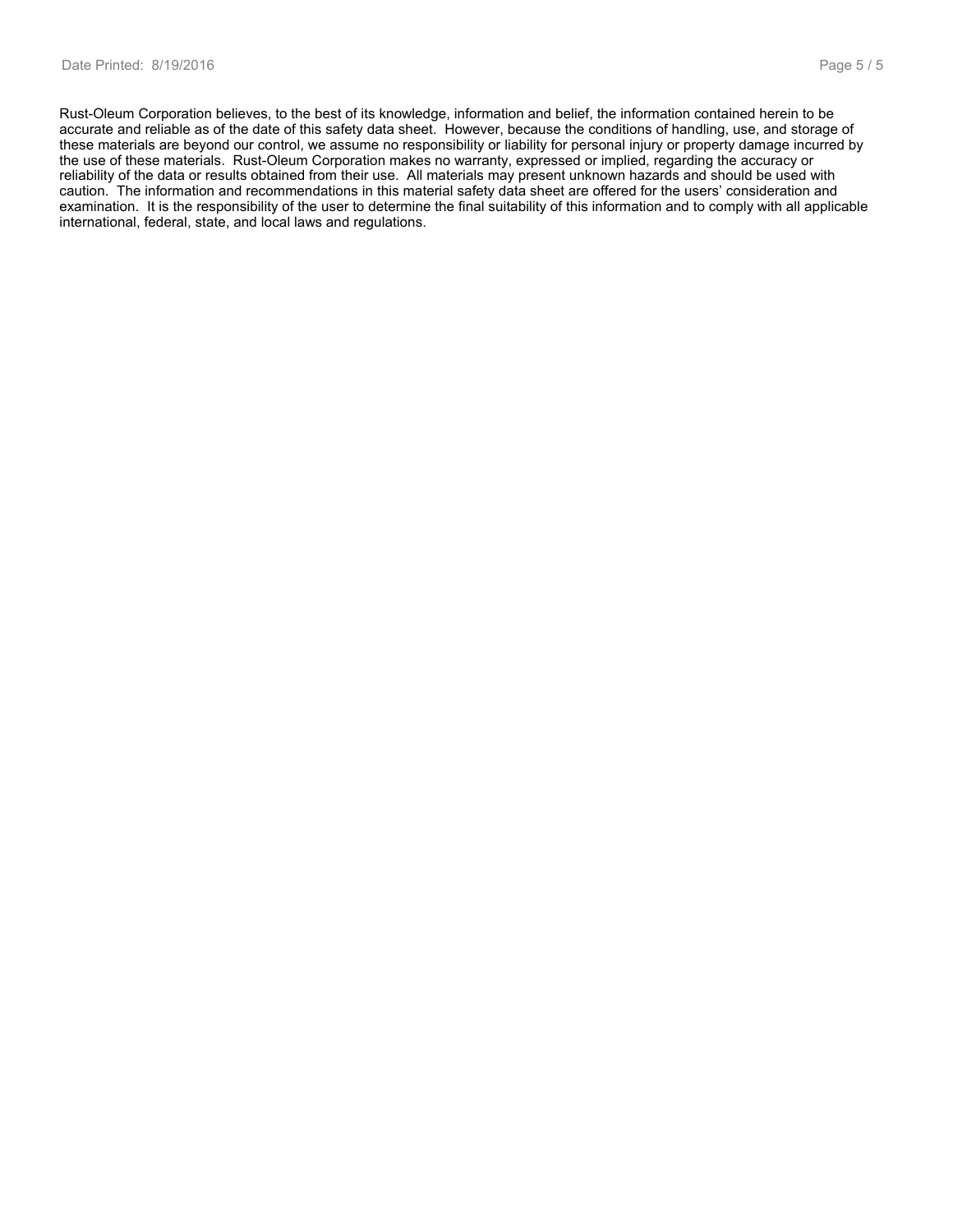Rust-Oleum Corporation believes, to the best of its knowledge, information and belief, the information contained herein to be accurate and reliable as of the date of this safety data sheet. However, because the conditions of handling, use, and storage of these materials are beyond our control, we assume no responsibility or liability for personal injury or property damage incurred by the use of these materials. Rust-Oleum Corporation makes no warranty, expressed or implied, regarding the accuracy or reliability of the data or results obtained from their use. All materials may present unknown hazards and should be used with caution. The information and recommendations in this material safety data sheet are offered for the users' consideration and examination. It is the responsibility of the user to determine the final suitability of this information and to comply with all applicable international, federal, state, and local laws and regulations.